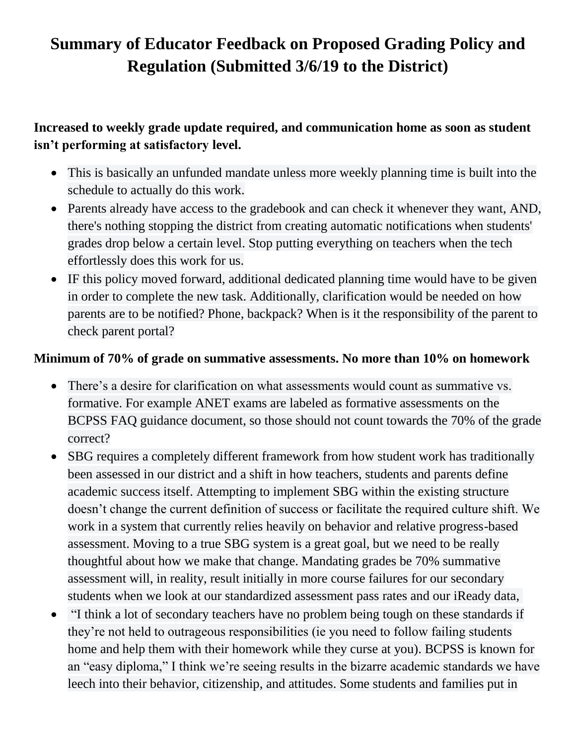# Summary of Educator Feedback on Proposed Grading Policy and Regulation (Submitted 3/6/19 to the District)

**Increased to weekly grade update required, and communication home as soon as student isn't performing at satisfactory level.**

- This is basically an unfunded mandate unless more weekly planning time is built into the schedule to actually do this work.
- Parents already have access to the gradebook and can check it whenever they want, AND, there's nothing stopping the district from creating automatic notifications when students' grades drop below a certain level. Stop putting everything on teachers when the tech effortlessly does this work for us.
- IF this policy moved forward, additional dedicated planning time would have to be given in order to complete the new task. Additionally, clarification would be needed on how parents are to be notified? Phone, backpack? When is it the responsibility of the parent to check parent portal?

**Minimum of 70% of grade on summative assessments. No more than 10% on homework**

- There's a desire for clarification on what assessments would count as summative vs. formative. For example ANET exams are labeled as formative assessments on the BCPSS FAQ guidance document, so those should not count towards the 70% of the grade correct?
- SBG requires a completely different framework from how student work has traditionally been assessed in our district and a shift in how teachers, students and parents define academic success itself. Attempting to implement SBG within the existing structure doesn't change the current definition of success or facilitate the required culture shift. We work in a system that currently relies heavily on behavior and relative progress-based assessment. Moving to a true SBG system is a great goal, but we need to be really thoughtful about how we make that change. Mandating grades be 70% summative assessment will, in reality, result initially in more course failures for our secondary students when we look at our standardized assessment pass rates and our iReady data,
- "I think a lot of secondary teachers have no problem being tough on these standards if they're not held to outrageous responsibilities (ie you need to follow failing students home and help them with their homework while they curse at you). BCPSS is known for an "easy diploma," I think we're seeing results in the bizarre academic standards we have leech into their behavior, citizenship, and attitudes. Some students and families put in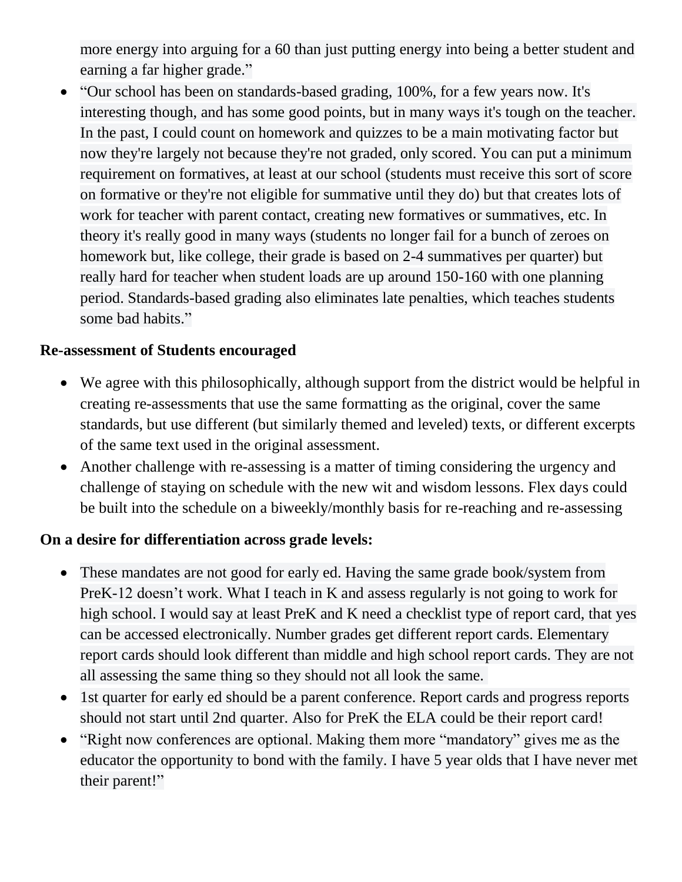more energy into arguing for a 60 than just putting energy into being a better student and earning a far higher grade."

- "Our school has been on standards-based grading, 100%, for a few years now. It's interesting though, and has some good points, but in many ways it's tough on the teacher. In the past, I could count on homework and quizzes to be a main motivating factor but now they're largely not because they're not graded, only scored. You can put a minimum requirement on formatives, at least at our school (students must receive this sort of score on formative or they're not eligible for summative until they do) but that creates lots of work for teacher with parent contact, creating new formatives or summatives, etc. In theory it's really good in many ways (students no longer fail for a bunch of zeroes on homework but, like college, their grade is based on 2-4 summatives per quarter) but really hard for teacher when student loads are up around 150-160 with one planning period. Standards-based grading also eliminates late penalties, which teaches students some bad habits."

**Re-assessment of Students encouraged**

- We agree with this philosophically, although support from the district would be helpful in creating re-assessments that use the same formatting as the original, cover the same standards, but use different (but similarly themed and leveled) texts, or different excerpts of the same text used in the original assessment.
- Another challenge with re-assessing is a matter of timing considering the urgency and challenge of staying on schedule with the new wit and wisdom lessons. Flex days could be built into the schedule on a biweekly/monthly basis for re-reaching and re-assessing

**On a desire for differentiation across grade levels:**

- These mandates are not good for early ed. Having the same grade book/system from PreK-12 doesn't work. What I teach in K and assess regularly is not going to work for high school. I would say at least PreK and K need a checklist type of report card, that yes can be accessed electronically. Number grades get different report cards. Elementary report cards should look different than middle and high school report cards. They are not all assessing the same thing so they should not all look the same.
- 1st quarter for early ed should be a parent conference. Report cards and progress reports should not start until 2nd quarter. Also for PreK the ELA could be their report card!
- "Right now conferences are optional. Making them more "mandatory" gives me as the educator the opportunity to bond with the family. I have 5 year olds that I have never met their parent!"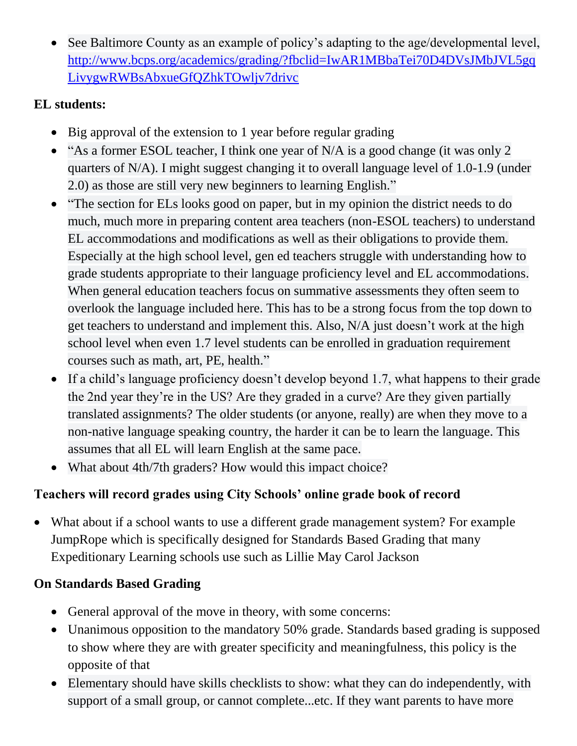- See Baltimore County as an example of policy's adapting to the age/developmental level, http://www.bcps.org/academics/grading/?fbclid=IwAR1MBbaTei70D4DVsJMbJVL5gqLivygwRWBsAbxueGfQZhkTOwljv7drivc

**EL students:**

- Big approval of the extension to 1 year before regular grading
- "As a former ESOL teacher, I think one year of N/A is a good change (it was only 2 quarters of N/A). I might suggest changing it to overall language level of 1.0-1.9 (under 2.0) as those are still very new beginners to learning English."
- "The section for ELs looks good on paper, but in my opinion the district needs to do much, much more in preparing content area teachers (non-ESOL teachers) to understand EL accommodations and modifications as well as their obligations to provide them. Especially at the high school level, gen ed teachers struggle with understanding how to grade students appropriate to their language proficiency level and EL accommodations. When general education teachers focus on summative assessments they often seem to overlook the language included here. This has to be a strong focus from the top down to get teachers to understand and implement this. Also, N/A just doesn't work at the high school level when even 1.7 level students can be enrolled in graduation requirement courses such as math, art, PE, health."
- If a child's language proficiency doesn't develop beyond 1.7, what happens to their grade the 2nd year they're in the US? Are they graded in a curve? Are they given partially translated assignments? The older students (or anyone, really) are when they move to a non-native language speaking country, the harder it can be to learn the language. This assumes that all EL will learn English at the same pace.
- What about 4th/7th graders? How would this impact choice?

**Teachers will record grades using City Schools' online grade book of record**

- What about if a school wants to use a different grade management system? For example JumpRope which is specifically designed for Standards Based Grading that many Expeditionary Learning schools use such as Lillie May Carol Jackson

**On Standards Based Grading**

- General approval of the move in theory, with some concerns:
- Unanimous opposition to the mandatory 50% grade. Standards based grading is supposed to show where they are with greater specificity and meaningfulness, this policy is the opposite of that
- Elementary should have skills checklists to show: what they can do independently, with support of a small group, or cannot complete...etc. If they want parents to have more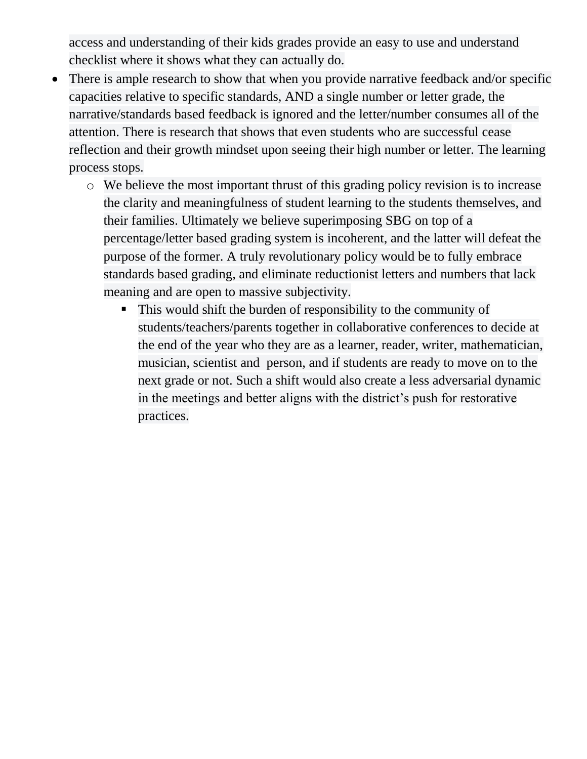access and understanding of their kids grades provide an easy to use and understand checklist where it shows what they can actually do.

- There is ample research to show that when you provide narrative feedback and/or specific capacities relative to specific standards, AND a single number or letter grade, the narrative/standards based feedback is ignored and the letter/number consumes all of the attention. There is research that shows that even students who are successful cease reflection and their growth mindset upon seeing their high number or letter. The learning process stops.
  - We believe the most important thrust of this grading policy revision is to increase the clarity and meaningfulness of student learning to the students themselves, and their families. Ultimately we believe superimposing SBG on top of a percentage/letter based grading system is incoherent, and the latter will defeat the purpose of the former. A truly revolutionary policy would be to fully embrace standards based grading, and eliminate reductionist letters and numbers that lack meaning and are open to massive subjectivity.
    - This would shift the burden of responsibility to the community of students/teachers/parents together in collaborative conferences to decide at the end of the year who they are as a learner, reader, writer, mathematician, musician, scientist and person, and if students are ready to move on to the next grade or not. Such a shift would also create a less adversarial dynamic in the meetings and better aligns with the district's push for restorative practices.